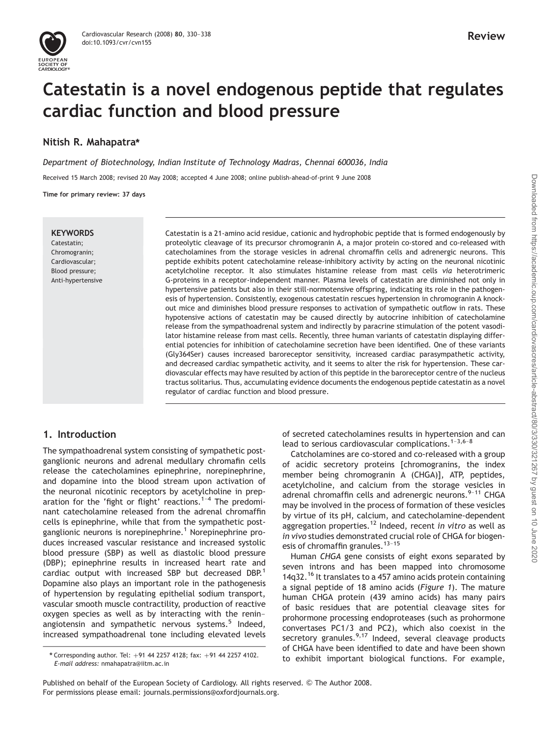# Catestatin is a novel endogenous peptide that regulates cardiac function and blood pressure

**Nitish R. Mahapatra***

*Department of Biotechnology, Indian Institute of Technology Madras, Chennai 600036, India*

Received 15 March 2008; revised 20 May 2008; accepted 4 June 2008; online publish-ahead-of-print 9 June 2008

**Time for primary review: 37 days**

**KEYWORDS**
Catestatin;
Chromogranin;
Cardiovascular;
Blood pressure;
Anti-hypertensive

Catestatin is a 21-amino acid residue, cationic and hydrophobic peptide that is formed endogenously by proteolytic cleavage of its precursor chromogranin A, a major protein co-stored and co-released with catecholamines from the storage vesicles in adrenal chromaffin cells and adrenergic neurons. This peptide exhibits potent catecholamine release-inhibitory activity by acting on the neuronal nicotinic acetylcholine receptor. It also stimulates histamine release from mast cells *via* heterotrimeric G-proteins in a receptor-independent manner. Plasma levels of catestatin are diminished not only in hypertensive patients but also in their still-normotensive offspring, indicating its role in the pathogenesis of hypertension. Consistently, exogenous catestatin rescues hypertension in chromogranin A knockout mice and diminishes blood pressure responses to activation of sympathetic outflow in rats. These hypotensive actions of catestatin may be caused directly by autocrine inhibition of catecholamine release from the sympathoadrenal system and indirectly by paracrine stimulation of the potent vasodilator histamine release from mast cells. Recently, three human variants of catestatin displaying differential potencies for inhibition of catecholamine secretion have been identified. One of these variants (Gly364Ser) causes increased baroreceptor sensitivity, increased cardiac parasympathetic activity, and decreased cardiac sympathetic activity, and it seems to alter the risk for hypertension. These cardiovascular effects may have resulted by action of this peptide in the baroreceptor centre of the nucleus tractus solitarius. Thus, accumulating evidence documents the endogenous peptide catestatin as a novel regulator of cardiac function and blood pressure.

## 1. Introduction

The sympathoadrenal system consisting of sympathetic post-ganglionic neurons and adrenal medullary chromafin cells release the catecholamines epinephrine, norepinephrine, and dopamine into the blood stream upon activation of the neuronal nicotinic receptors by acetylcholine in preparation for the 'fight or flight' reactions.[1–4] The predominant catecholamine released from the adrenal chromaffin cells is epinephrine, while that from the sympathetic post-ganglionic neurons is norepinephrine.[1] Norepinephrine produces increased vascular resistance and increased systolic blood pressure (SBP) as well as diastolic blood pressure (DBP); epinephrine results in increased heart rate and cardiac output with increased SBP but decreased DBP.[1] Dopamine also plays an important role in the pathogenesis of hypertension by regulating epithelial sodium transport, vascular smooth muscle contractility, production of reactive oxygen species as well as by interacting with the renin–angiotensin and sympathetic nervous systems.[5] Indeed, increased sympathoadrenal tone including elevated levels of secreted catecholamines results in hypertension and can lead to serious cardiovascular complications.[1–3,6–8]

Catcholamines are co-stored and co-released with a group of acidic secretory proteins [chromogranins, the index member being chromogranin A (CHGA)], ATP, peptides, acetylcholine, and calcium from the storage vesicles in adrenal chromaffin cells and adrenergic neurons.[9–11] CHGA may be involved in the process of formation of these vesicles by virtue of its pH, calcium, and catecholamine-dependent aggregation properties.[12] Indeed, recent *in vitro* as well as *in vivo* studies demonstrated crucial role of CHGA for biogenesis of chromaffin granules.[13–15]

Human *CHGA* gene consists of eight exons separated by seven introns and has been mapped into chromosome 14q32.[16] It translates to a 457 amino acids protein containing a signal peptide of 18 amino acids (*Figure 1*). The mature human CHGA protein (439 amino acids) has many pairs of basic residues that are potential cleavage sites for prohormone processing endoproteases (such as prohormone convertases PC1/3 and PC2), which also coexist in the secretory granules.[9,17] Indeed, several cleavage products of CHGA have been identified to date and have been shown to exhibit important biological functions. For example,

* Corresponding author. Tel: +91 44 2257 4128; fax: +91 44 2257 4102.
*E-mail address:* nmahapatra@iitm.ac.in

Published on behalf of the European Society of Cardiology. All rights reserved. © The Author 2008.
For permissions please email: journals.permissions@oxfordjournals.org.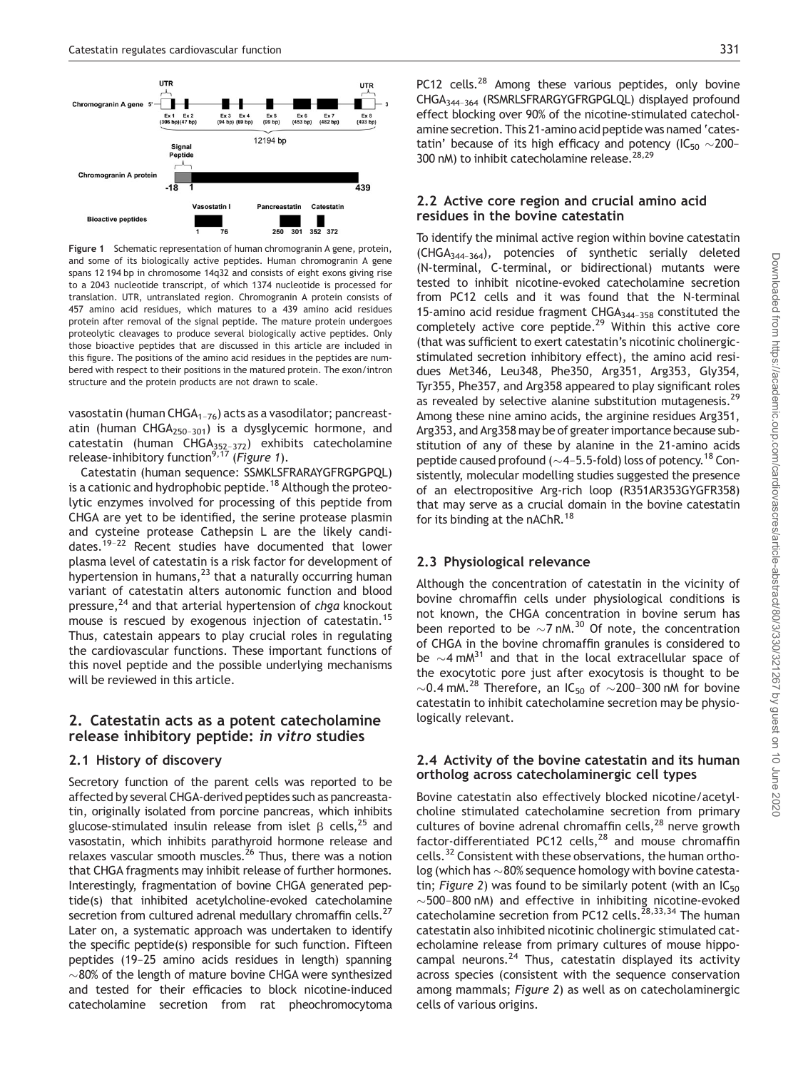Figure 1 Schematic representation of human chromogranin A gene, protein, and some of its biologically active peptides. Human chromogranin A gene spans 12 194 bp in chromosome 14q32 and consists of eight exons giving rise to a 2043 nucleotide transcript, of which 1374 nucleotide is processed for translation. UTR, untranslated region. Chromogranin A protein consists of 457 amino acid residues, which matures to a 439 amino acid residues protein after removal of the signal peptide. The mature protein undergoes proteolytic cleavages to produce several biologically active peptides. Only those bioactive peptides that are discussed in this article are included in this figure. The positions of the amino acid residues in the peptides are numbered with respect to their positions in the matured protein. The exon/intron structure and the protein products are not drawn to scale.

vasostatin (human $CHGA_{1-76}$) acts as a vasodilator; pancreastatin (human $CHGA_{250-301}$) is a dysglycemic hormone, and catestatin (human $CHGA_{352-372}$) exhibits catecholamine release-inhibitory function[9,17] (*Figure 1*).

Catestatin (human sequence: SSMKLSFRARAYGFRGPGPQL) is a cationic and hydrophobic peptide.[18] Although the proteolytic enzymes involved for processing of this peptide from CHGA are yet to be identified, the serine protease plasmin and cysteine protease Cathepsin L are the likely candidates.[19–22] Recent studies have documented that lower plasma level of catestatin is a risk factor for development of hypertension in humans,[23] that a naturally occurring human variant of catestatin alters autonomic function and blood pressure,[24] and that arterial hypertension of *chga* knockout mouse is rescued by exogenous injection of catestatin.[15] Thus, catestain appears to play crucial roles in regulating the cardiovascular functions. These important functions of this novel peptide and the possible underlying mechanisms will be reviewed in this article.

## 2. Catestatin acts as a potent catecholamine release inhibitory peptide: *in vitro* studies

### 2.1 History of discovery

Secretory function of the parent cells was reported to be affected by several CHGA-derived peptides such as pancreastatin, originally isolated from porcine pancreas, which inhibits glucose-stimulated insulin release from islet β cells,[25] and vasostatin, which inhibits parathyroid hormone release and relaxes vascular smooth muscles.[26] Thus, there was a notion that CHGA fragments may inhibit release of further hormones. Interestingly, fragmentation of bovine CHGA generated peptide(s) that inhibited acetylcholine-evoked catecholamine secretion from cultured adrenal medullary chromaffin cells.[27] Later on, a systematic approach was undertaken to identify the specific peptide(s) responsible for such function. Fifteen peptides (19–25 amino acids residues in length) spanning ~80% of the length of mature bovine CHGA were synthesized and tested for their efficacies to block nicotine-induced catecholamine secretion from rat pheochromocytoma PC12 cells.[28] Among these various peptides, only bovine $CHGA_{344-364}$ (RSMRLSFRARGYGFRGPGLQL) displayed profound effect blocking over 90% of the nicotine-stimulated catecholamine secretion. This 21-amino acid peptide was named 'catestatin' because of its high efficacy and potency ($IC_{50}$ ~200–300 nM) to inhibit catecholamine release.[28,29]

### 2.2 Active core region and crucial amino acid residues in the bovine catestatin

To identify the minimal active region within bovine catestatin ($CHGA_{344-364}$), potencies of synthetic serially deleted (N-terminal, C-terminal, or bidirectional) mutants were tested to inhibit nicotine-evoked catecholamine secretion from PC12 cells and it was found that the N-terminal 15-amino acid residue fragment $CHGA_{344-358}$ constituted the completely active core peptide.[29] Within this active core (that was sufficient to exert catestatin's nicotinic cholinergic-stimulated secretion inhibitory effect), the amino acid residues Met346, Leu348, Phe350, Arg351, Arg353, Gly354, Tyr355, Phe357, and Arg358 appeared to play significant roles as revealed by selective alanine substitution mutagenesis.[29] Among these nine amino acids, the arginine residues Arg351, Arg353, and Arg358 may be of greater importance because substitution of any of these by alanine in the 21-amino acids peptide caused profound (~4–5.5-fold) loss of potency.[18] Consistently, molecular modelling studies suggested the presence of an electropositive Arg-rich loop (R351AR353GYGFR358) that may serve as a crucial domain in the bovine catestatin for its binding at the nAChR.[18]

### 2.3 Physiological relevance

Although the concentration of catestatin in the vicinity of bovine chromaffin cells under physiological conditions is not known, the CHGA concentration in bovine serum has been reported to be ~7 nM.[30] Of note, the concentration of CHGA in the bovine chromaffin granules is considered to be ~4 mM[31] and that in the local extracellular space of the exocytotic pore just after exocytosis is thought to be ~0.4 mM.[28] Therefore, an $IC_{50}$ of ~200–300 nM for bovine catestatin to inhibit catecholamine secretion may be physiologically relevant.

### 2.4 Activity of the bovine catestatin and its human ortholog across catecholaminergic cell types

Bovine catestatin also effectively blocked nicotine/acetylcholine stimulated catecholamine secretion from primary cultures of bovine adrenal chromaffin cells,[28] nerve growth factor-differentiated PC12 cells,[28] and mouse chromaffin cells.[32] Consistent with these observations, the human ortholog (which has ~80% sequence homology with bovine catestatin; *Figure 2*) was found to be similarly potent (with an $IC_{50}$ ~500–800 nM) and effective in inhibiting nicotine-evoked catecholamine secretion from PC12 cells.[28,33,34] The human catestatin also inhibited nicotinic cholinergic stimulated catecholamine release from primary cultures of mouse hippocampal neurons.[24] Thus, catestatin displayed its activity across species (consistent with the sequence conservation among mammals; *Figure 2*) as well as on catecholaminergic cells of various origins.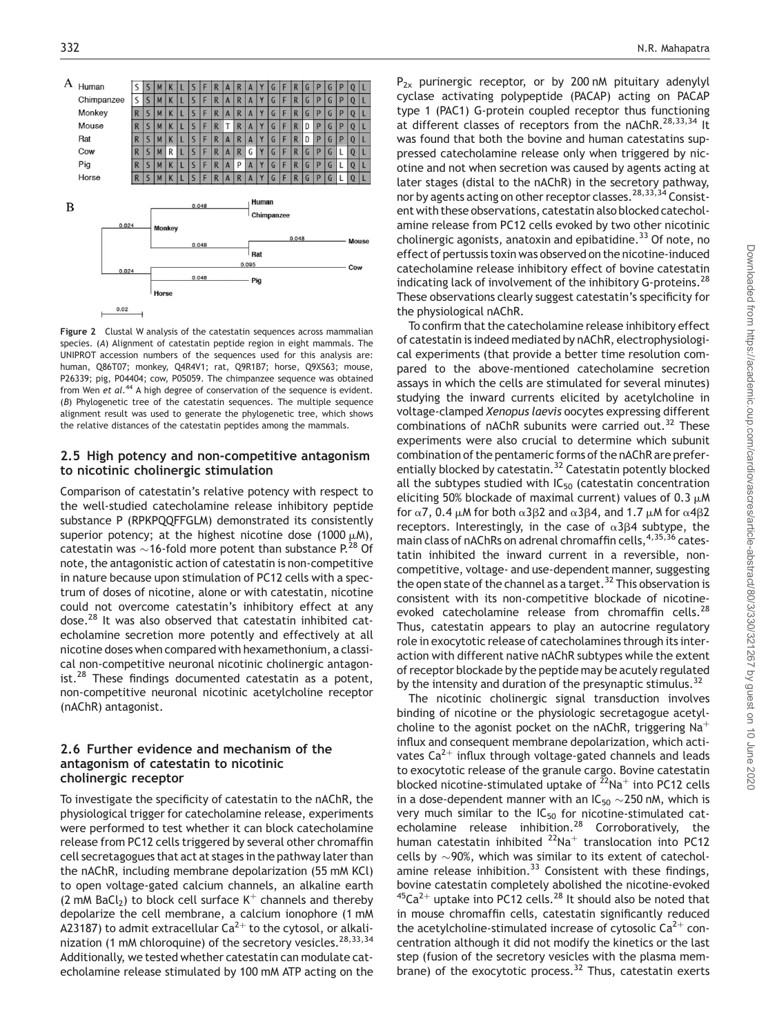| | | | | | | | | | | | | | | | | | | | | |
|---|---|---|---|---|---|---|---|---|---|---|---|---|---|---|---|---|---|---|---|---|
| Human | S | S | M | K | L | S | F | R | A | R | A | Y | G | F | R | G | P | G | P | Q | L |
| Chimpanzee | S | S | M | K | L | S | F | R | A | R | A | Y | G | F | R | G | P | G | P | Q | L |
| Monkey | R | S | M | K | L | S | F | R | A | R | A | Y | G | F | R | G | P | G | P | Q | L |
| Mouse | R | S | M | K | L | S | F | R | T | R | A | Y | G | F | R | D | P | G | P | Q | L |
| Rat | R | S | M | K | L | S | F | R | A | R | A | Y | G | F | R | D | P | G | P | Q | L |
| Cow | R | S | M | R | L | S | F | R | A | R | G | Y | G | F | R | G | P | G | L | Q | L |
| Pig | R | S | M | K | L | S | F | R | A | P | A | Y | G | F | R | G | P | G | L | Q | L |
| Horse | R | S | M | K | L | S | F | R | A | R | A | Y | G | F | R | G | P | G | L | Q | L |

**Figure 2** Clustal W analysis of the catestatin sequences across mammalian species. (*A*) Alignment of catestatin peptide region in eight mammals. The UNIPROT accession numbers of the sequences used for this analysis are: human, Q86T07; monkey, Q4R4V1; rat, Q9R1B7; horse, Q9XS63; mouse, P26339; pig, P04404; cow, P05059. The chimpanzee sequence was obtained from Wen *et al.*[44] A high degree of conservation of the sequence is evident. (*B*) Phylogenetic tree of the catestatin sequences. The multiple sequence alignment result was used to generate the phylogenetic tree, which shows the relative distances of the catestatin peptides among the mammals.

## 2.5 High potency and non-competitive antagonism to nicotinic cholinergic stimulation

Comparison of catestatin's relative potency with respect to the well-studied catecholamine release inhibitory peptide substance P (RPKPQQFFGLM) demonstrated its consistently superior potency; at the highest nicotine dose (1000 $\mu$M), catestatin was ~16-fold more potent than substance P.[28] Of note, the antagonistic action of catestatin is non-competitive in nature because upon stimulation of PC12 cells with a spectrum of doses of nicotine, alone or with catestatin, nicotine could not overcome catestatin's inhibitory effect at any dose.[28] It was also observed that catestatin inhibited catecholamine secretion more potently and effectively at all nicotine doses when compared with hexamethonium, a classical non-competitive neuronal nicotinic cholinergic antagonist.[28] These findings documented catestatin as a potent, non-competitive neuronal nicotinic acetylcholine receptor (nAChR) antagonist.

## 2.6 Further evidence and mechanism of the antagonism of catestatin to nicotinic cholinergic receptor

To investigate the specificity of catestatin to the nAChR, the physiological trigger for catecholamine release, experiments were performed to test whether it can block catecholamine release from PC12 cells triggered by several other chromaffin cell secretagogues that act at stages in the pathway later than the nAChR, including membrane depolarization (55 mM KCl) to open voltage-gated calcium channels, an alkaline earth (2 mM $BaCl_2$) to block cell surface $K^+$ channels and thereby depolarize the cell membrane, a calcium ionophore (1 mM A23187) to admit extracellular $Ca^{2+}$ to the cytosol, or alkalinization (1 mM chloroquine) of the secretory vesicles.[28,33,34] Additionally, we tested whether catestatin can modulate catecholamine release stimulated by 100 mM ATP acting on the $P_{2x}$ purinergic receptor, or by 200 nM pituitary adenylyl cyclase activating polypeptide (PACAP) acting on PACAP type 1 (PAC1) G-protein coupled receptor thus functioning at different classes of receptors from the nAChR.[28,33,34] It was found that both the bovine and human catestatins suppressed catecholamine release only when triggered by nicotine and not when secretion was caused by agents acting at later stages (distal to the nAChR) in the secretory pathway, nor by agents acting on other receptor classes.[28,33,34] Consistent with these observations, catestatin also blocked catecholamine release from PC12 cells evoked by two other nicotinic cholinergic agonists, anatoxin and epibatidine.[33] Of note, no effect of pertussis toxin was observed on the nicotine-induced catecholamine release inhibitory effect of bovine catestatin indicating lack of involvement of the inhibitory G-proteins.[28] These observations clearly suggest catestatin's specificity for the physiological nAChR.

To confirm that the catecholamine release inhibitory effect of catestatin is indeed mediated by nAChR, electrophysiological experiments (that provide a better time resolution compared to the above-mentioned catecholamine secretion assays in which the cells are stimulated for several minutes) studying the inward currents elicited by acetylcholine in voltage-clamped *Xenopus laevis* oocytes expressing different combinations of nAChR subunits were carried out.[32] These experiments were also crucial to determine which subunit combination of the pentameric forms of the nAChR are preferentially blocked by catestatin.[32] Catestatin potently blocked all the subtypes studied with $IC_{50}$ (catestatin concentration eliciting 50% blockade of maximal current) values of 0.3 $\mu$M for $\alpha7$, 0.4 $\mu$M for both $\alpha3\beta2$ and $\alpha3\beta4$, and 1.7 $\mu$M for $\alpha4\beta2$ receptors. Interestingly, in the case of $\alpha3\beta4$ subtype, the main class of nAChRs on adrenal chromaffin cells,[4,35,36] catestatin inhibited the inward current in a reversible, non-competitive, voltage- and use-dependent manner, suggesting the open state of the channel as a target.[32] This observation is consistent with its non-competitive blockade of nicotine-evoked catecholamine release from chromaffin cells.[28] Thus, catestatin appears to play an autocrine regulatory role in exocytotic release of catecholamines through its interaction with different native nAChR subtypes while the extent of receptor blockade by the peptide may be acutely regulated by the intensity and duration of the presynaptic stimulus.[32]

The nicotinic cholinergic signal transduction involves binding of nicotine or the physiologic secretagogue acetylcholine to the agonist pocket on the nAChR, triggering $Na^+$ influx and consequent membrane depolarization, which activates $Ca^{2+}$ influx through voltage-gated channels and leads to exocytotic release of the granule cargo. Bovine catestatin blocked nicotine-stimulated uptake of $^{22}Na^+$ into PC12 cells in a dose-dependent manner with an $IC_{50}$ ~250 nM, which is very much similar to the $IC_{50}$ for nicotine-stimulated catecholamine release inhibition.[28] Corroboratively, the human catestatin inhibited $^{22}Na^+$ translocation into PC12 cells by ~90%, which was similar to its extent of catecholamine release inhibition.[33] Consistent with these findings, bovine catestatin completely abolished the nicotine-evoked $^{45}Ca^{2+}$ uptake into PC12 cells.[28] It should also be noted that in mouse chromaffin cells, catestatin significantly reduced the acetylcholine-stimulated increase of cytosolic $Ca^{2+}$ concentration although it did not modify the kinetics or the last step (fusion of the secretory vesicles with the plasma membrane) of the exocytotic process.[32] Thus, catestatin exerts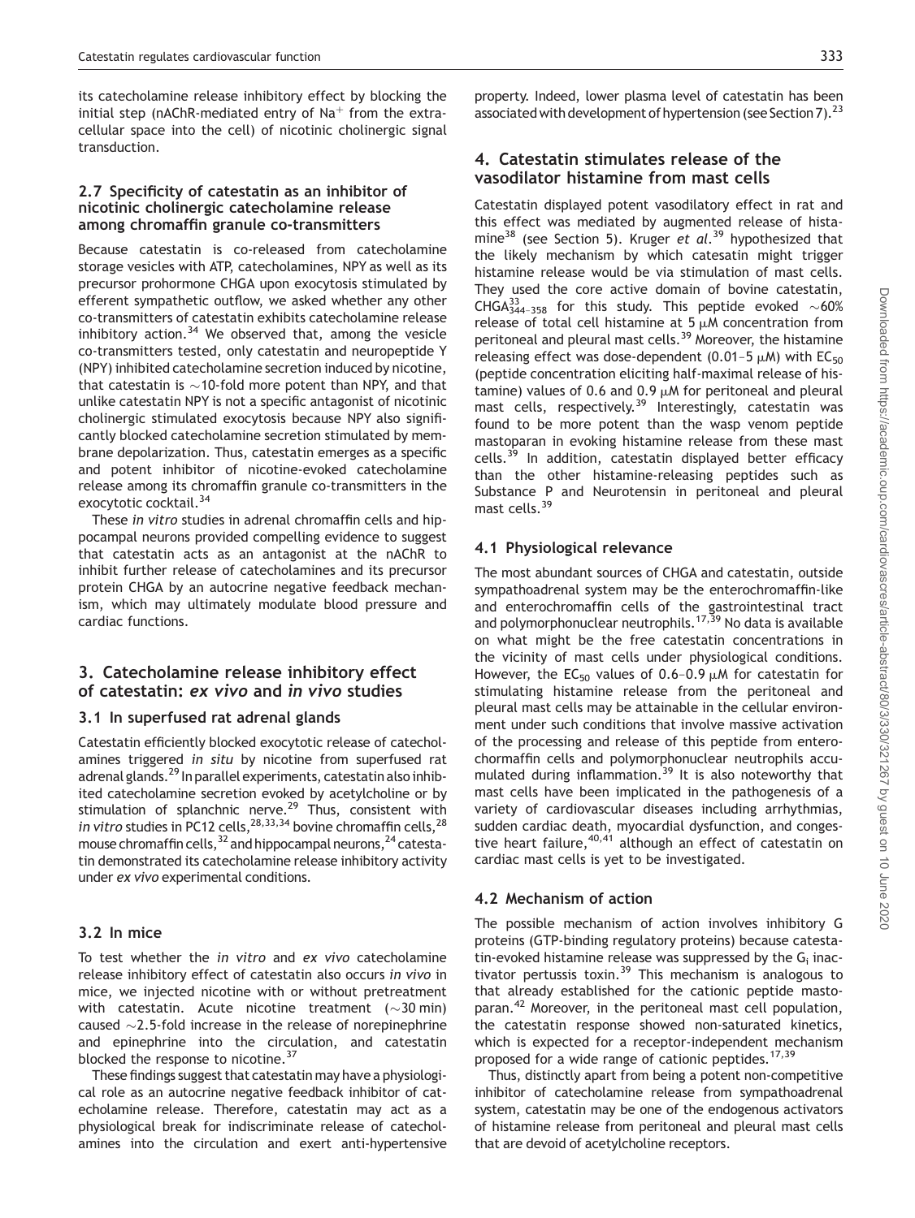its catecholamine release inhibitory effect by blocking the initial step (nAChR-mediated entry of $Na^+$ from the extracellular space into the cell) of nicotinic cholinergic signal transduction.

### 2.7 Specificity of catestatin as an inhibitor of nicotinic cholinergic catecholamine release among chromaffin granule co-transmitters

Because catestatin is co-released from catecholamine storage vesicles with ATP, catecholamines, NPY as well as its precursor prohormone CHGA upon exocytosis stimulated by efferent sympathetic outflow, we asked whether any other co-transmitters of catestatin exhibits catecholamine release inhibitory action.[34] We observed that, among the vesicle co-transmitters tested, only catestatin and neuropeptide Y (NPY) inhibited catecholamine secretion induced by nicotine, that catestatin is ~10-fold more potent than NPY, and that unlike catestatin NPY is not a specific antagonist of nicotinic cholinergic stimulated exocytosis because NPY also significantly blocked catecholamine secretion stimulated by membrane depolarization. Thus, catestatin emerges as a specific and potent inhibitor of nicotine-evoked catecholamine release among its chromaffin granule co-transmitters in the exocytotic cocktail.[34]

These *in vitro* studies in adrenal chromaffin cells and hippocampal neurons provided compelling evidence to suggest that catestatin acts as an antagonist at the nAChR to inhibit further release of catecholamines and its precursor protein CHGA by an autocrine negative feedback mechanism, which may ultimately modulate blood pressure and cardiac functions.

## 3. Catecholamine release inhibitory effect of catestatin: *ex vivo* and *in vivo* studies

### 3.1 In superfused rat adrenal glands

Catestatin efficiently blocked exocytotic release of catecholamines triggered *in situ* by nicotine from superfused rat adrenal glands.[29] In parallel experiments, catestatin also inhibited catecholamine secretion evoked by acetylcholine or by stimulation of splanchnic nerve.[29] Thus, consistent with *in vitro* studies in PC12 cells,[28,33,34] bovine chromaffin cells,[28] mouse chromaffin cells,[32] and hippocampal neurons,[24] catestatin demonstrated its catecholamine release inhibitory activity under *ex vivo* experimental conditions.

### 3.2 In mice

To test whether the *in vitro* and *ex vivo* catecholamine release inhibitory effect of catestatin also occurs *in vivo* in mice, we injected nicotine with or without pretreatment with catestatin. Acute nicotine treatment (~30 min) caused ~2.5-fold increase in the release of norepinephrine and epinephrine into the circulation, and catestatin blocked the response to nicotine.[37]

These findings suggest that catestatin may have a physiological role as an autocrine negative feedback inhibitor of catecholamine release. Therefore, catestatin may act as a physiological break for indiscriminate release of catecholamines into the circulation and exert anti-hypertensive property. Indeed, lower plasma level of catestatin has been associated with development of hypertension (see Section 7).[23]

## 4. Catestatin stimulates release of the vasodilator histamine from mast cells

Catestatin displayed potent vasodilatory effect in rat and this effect was mediated by augmented release of histamine[38] (see Section 5). Kruger *et al.*[39] hypothesized that the likely mechanism by which catesatin might trigger histamine release would be via stimulation of mast cells. They used the core active domain of bovine catestatin, $CHGA^{33}_{344-358}$ for this study. This peptide evoked ~60% release of total cell histamine at 5 μM concentration from peritoneal and pleural mast cells.[39] Moreover, the histamine releasing effect was dose-dependent (0.01–5 μM) with $EC_{50}$ (peptide concentration eliciting half-maximal release of histamine) values of 0.6 and 0.9 μM for peritoneal and pleural mast cells, respectively.[39] Interestingly, catestatin was found to be more potent than the wasp venom peptide mastoparan in evoking histamine release from these mast cells.[39] In addition, catestatin displayed better efficacy than the other histamine-releasing peptides such as Substance P and Neurotensin in peritoneal and pleural mast cells.[39]

### 4.1 Physiological relevance

The most abundant sources of CHGA and catestatin, outside sympathoadrenal system may be the enterochromaffin-like and enterochromaffin cells of the gastrointestinal tract and polymorphonuclear neutrophils.[17,39] No data is available on what might be the free catestatin concentrations in the vicinity of mast cells under physiological conditions. However, the $EC_{50}$ values of 0.6–0.9 μM for catestatin for stimulating histamine release from the peritoneal and pleural mast cells may be attainable in the cellular environment under such conditions that involve massive activation of the processing and release of this peptide from enterochromaffin cells and polymorphonuclear neutrophils accumulated during inflammation.[39] It is also noteworthy that mast cells have been implicated in the pathogenesis of a variety of cardiovascular diseases including arrhythmias, sudden cardiac death, myocardial dysfunction, and congestive heart failure,[40,41] although an effect of catestatin on cardiac mast cells is yet to be investigated.

### 4.2 Mechanism of action

The possible mechanism of action involves inhibitory G proteins (GTP-binding regulatory proteins) because catestatin-evoked histamine release was suppressed by the $G_i$ inactivator pertussis toxin.[39] This mechanism is analogous to that already established for the cationic peptide mastoparan.[42] Moreover, in the peritoneal mast cell population, the catestatin response showed non-saturated kinetics, which is expected for a receptor-independent mechanism proposed for a wide range of cationic peptides.[17,39]

Thus, distinctly apart from being a potent non-competitive inhibitor of catecholamine release from sympathoadrenal system, catestatin may be one of the endogenous activators of histamine release from peritoneal and pleural mast cells that are devoid of acetylcholine receptors.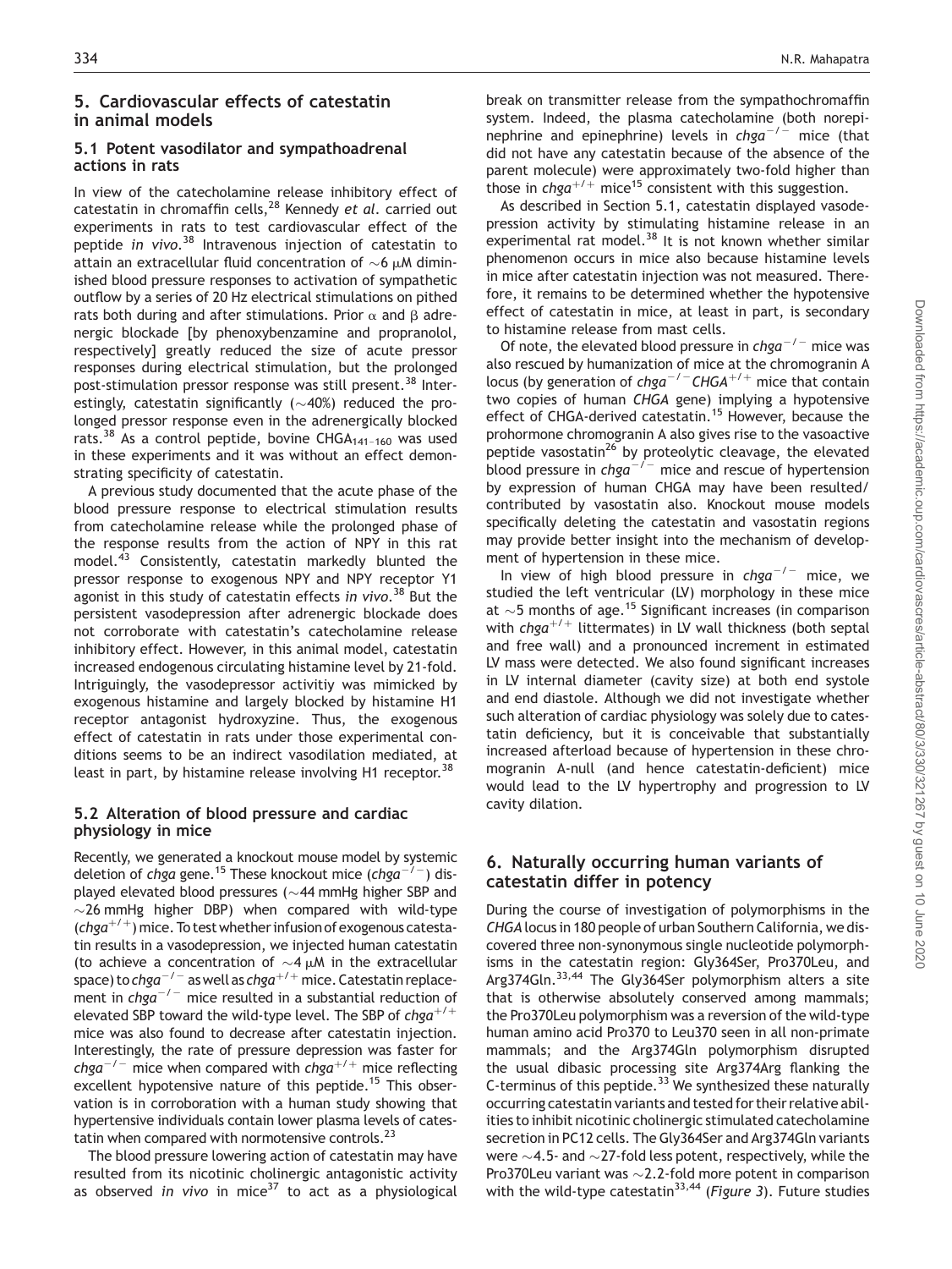## 5. Cardiovascular effects of catestatin in animal models

### 5.1 Potent vasodilator and sympathoadrenal actions in rats

In view of the catecholamine release inhibitory effect of catestatin in chromaffin cells,[28] Kennedy *et al*. carried out experiments in rats to test cardiovascular effect of the peptide *in vivo*.[38] Intravenous injection of catestatin to attain an extracellular fluid concentration of ~6 μM diminished blood pressure responses to activation of sympathetic outflow by a series of 20 Hz electrical stimulations on pithed rats both during and after stimulations. Prior α and β adrenergic blockade [by phenoxybenzamine and propranolol, respectively] greatly reduced the size of acute pressor responses during electrical stimulation, but the prolonged post-stimulation pressor response was still present.[38] Interestingly, catestatin significantly (~40%) reduced the prolonged pressor response even in the adrenergically blocked rats.[38] As a control peptide, bovine $CHGA_{141-160}$ was used in these experiments and it was without an effect demonstrating specificity of catestatin.

A previous study documented that the acute phase of the blood pressure response to electrical stimulation results from catecholamine release while the prolonged phase of the response results from the action of NPY in this rat model.[43] Consistently, catestatin markedly blunted the pressor response to exogenous NPY and NPY receptor Y1 agonist in this study of catestatin effects *in vivo*.[38] But the persistent vasodepression after adrenergic blockade does not corroborate with catestatin's catecholamine release inhibitory effect. However, in this animal model, catestatin increased endogenous circulating histamine level by 21-fold. Intriguingly, the vasodepressor activitiy was mimicked by exogenous histamine and largely blocked by histamine H1 receptor antagonist hydroxyzine. Thus, the exogenous effect of catestatin in rats under those experimental conditions seems to be an indirect vasodilation mediated, at least in part, by histamine release involving H1 receptor.[38]

### 5.2 Alteration of blood pressure and cardiac physiology in mice

Recently, we generated a knockout mouse model by systemic deletion of *chga* gene.[15] These knockout mice ($chga^{-/-}$) displayed elevated blood pressures (~44 mmHg higher SBP and ~26 mmHg higher DBP) when compared with wild-type ($chga^{+/+}$) mice. To test whether infusion of exogenous catestatin results in a vasodepression, we injected human catestatin (to achieve a concentration of ~4 μM in the extracellular space) to $chga^{-/-}$ as well as $chga^{+/+}$ mice. Catestatin replacement in $chga^{-/-}$ mice resulted in a substantial reduction of elevated SBP toward the wild-type level. The SBP of $chga^{+/+}$ mice was also found to decrease after catestatin injection. Interestingly, the rate of pressure depression was faster for $chga^{-/-}$ mice when compared with $chga^{+/+}$ mice reflecting excellent hypotensive nature of this peptide.[15] This observation is in corroboration with a human study showing that hypertensive individuals contain lower plasma levels of catestatin when compared with normotensive controls.[23]

The blood pressure lowering action of catestatin may have resulted from its nicotinic cholinergic antagonistic activity as observed *in vivo* in mice[37] to act as a physiological break on transmitter release from the sympathochromaffin system. Indeed, the plasma catecholamine (both norepinephrine and epinephrine) levels in $chga^{-/-}$ mice (that did not have any catestatin because of the absence of the parent molecule) were approximately two-fold higher than those in $chga^{+/+}$ mice[15] consistent with this suggestion.

As described in Section 5.1, catestatin displayed vasodepression activity by stimulating histamine release in an experimental rat model.[38] It is not known whether similar phenomenon occurs in mice also because histamine levels in mice after catestatin injection was not measured. Therefore, it remains to be determined whether the hypotensive effect of catestatin in mice, at least in part, is secondary to histamine release from mast cells.

Of note, the elevated blood pressure in $chga^{-/-}$ mice was also rescued by humanization of mice at the chromogranin A locus (by generation of $chga^{-/-}CHGA^{+/+}$ mice that contain two copies of human *CHGA* gene) implying a hypotensive effect of CHGA-derived catestatin.[15] However, because the prohormone chromogranin A also gives rise to the vasoactive peptide vasostatin[26] by proteolytic cleavage, the elevated blood pressure in $chga^{-/-}$ mice and rescue of hypertension by expression of human CHGA may have been resulted/contributed by vasostatin also. Knockout mouse models specifically deleting the catestatin and vasostatin regions may provide better insight into the mechanism of development of hypertension in these mice.

In view of high blood pressure in $chga^{-/-}$ mice, we studied the left ventricular (LV) morphology in these mice at ~5 months of age.[15] Significant increases (in comparison with $chga^{+/+}$ littermates) in LV wall thickness (both septal and free wall) and a pronounced increment in estimated LV mass were detected. We also found significant increases in LV internal diameter (cavity size) at both end systole and end diastole. Although we did not investigate whether such alteration of cardiac physiology was solely due to catestatin deficiency, but it is conceivable that substantially increased afterload because of hypertension in these chromogranin A-null (and hence catestatin-deficient) mice would lead to the LV hypertrophy and progression to LV cavity dilation.

## 6. Naturally occurring human variants of catestatin differ in potency

During the course of investigation of polymorphisms in the *CHGA* locus in 180 people of urban Southern California, we discovered three non-synonymous single nucleotide polymorphisms in the catestatin region: Gly364Ser, Pro370Leu, and Arg374Gln.[33,44] The Gly364Ser polymorphism alters a site that is otherwise absolutely conserved among mammals; the Pro370Leu polymorphism was a reversion of the wild-type human amino acid Pro370 to Leu370 seen in all non-primate mammals; and the Arg374Gln polymorphism disrupted the usual dibasic processing site Arg374Arg flanking the C-terminus of this peptide.[33] We synthesized these naturally occurring catestatin variants and tested for their relative abilities to inhibit nicotinic cholinergic stimulated catecholamine secretion in PC12 cells. The Gly364Ser and Arg374Gln variants were ~4.5- and ~27-fold less potent, respectively, while the Pro370Leu variant was ~2.2-fold more potent in comparison with the wild-type catestatin[33,44] (*Figure 3*). Future studies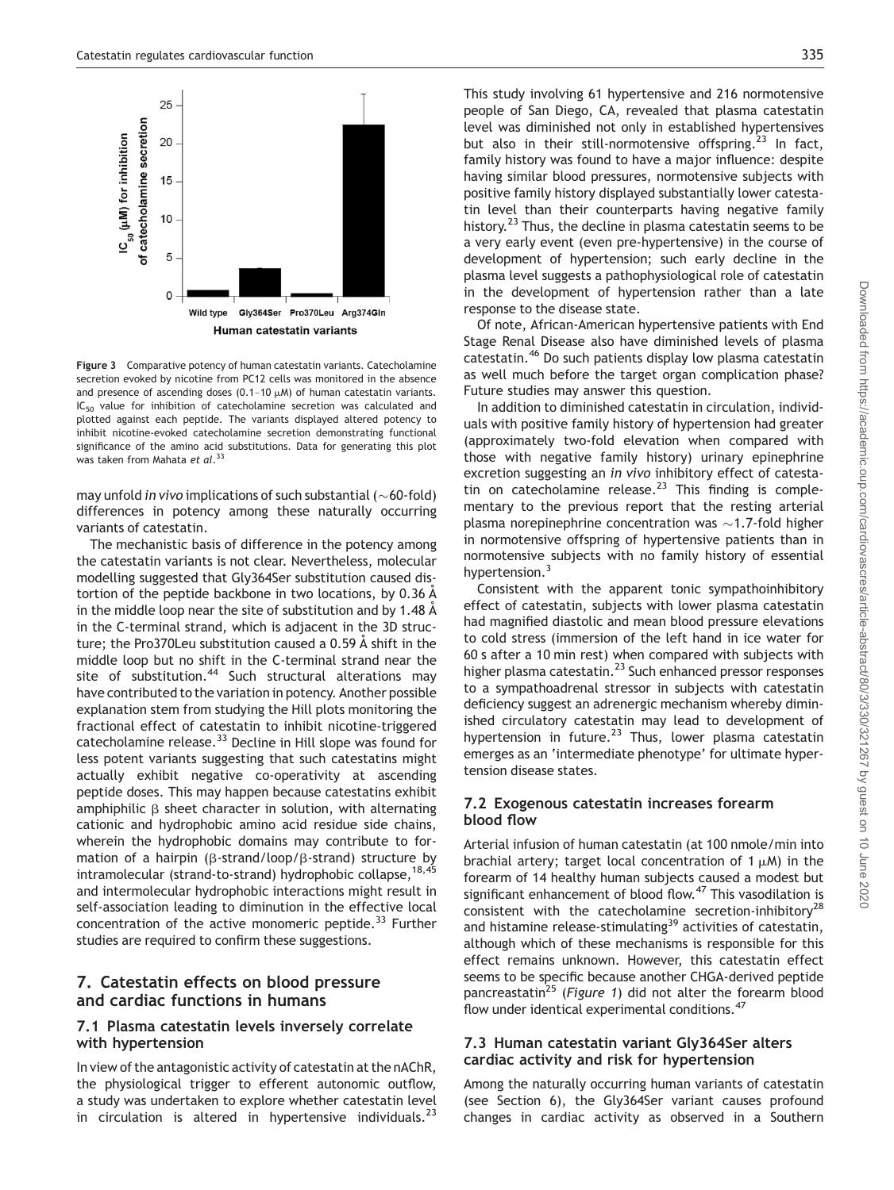**Figure 3** Comparative potency of human catestatin variants. Catecholamine secretion evoked by nicotine from PC12 cells was monitored in the absence and presence of ascending doses (0.1–10 μM) of human catestatin variants. $IC_{50}$ value for inhibition of catecholamine secretion was calculated and plotted against each peptide. The variants displayed altered potency to inhibit nicotine-evoked catecholamine secretion demonstrating functional significance of the amino acid substitutions. Data for generating this plot was taken from Mahata *et al.*[33]

may unfold *in vivo* implications of such substantial (~60-fold) differences in potency among these naturally occurring variants of catestatin.

The mechanistic basis of difference in the potency among the catestatin variants is not clear. Nevertheless, molecular modelling suggested that Gly364Ser substitution caused distortion of the peptide backbone in two locations, by 0.36 Å in the middle loop near the site of substitution and by 1.48 Å in the C-terminal strand, which is adjacent in the 3D structure; the Pro370Leu substitution caused a 0.59 Å shift in the middle loop but no shift in the C-terminal strand near the site of substitution.[44] Such structural alterations may have contributed to the variation in potency. Another possible explanation stem from studying the Hill plots monitoring the fractional effect of catestatin to inhibit nicotine-triggered catecholamine release.[33] Decline in Hill slope was found for less potent variants suggesting that such catestatins might actually exhibit negative co-operativity at ascending peptide doses. This may happen because catestatins exhibit amphiphilic β sheet character in solution, with alternating cationic and hydrophobic amino acid residue side chains, wherein the hydrophobic domains may contribute to formation of a hairpin (β-strand/loop/β-strand) structure by intramolecular (strand-to-strand) hydrophobic collapse,[18,45] and intermolecular hydrophobic interactions might result in self-association leading to diminution in the effective local concentration of the active monomeric peptide.[33] Further studies are required to confirm these suggestions.

## 7. Catestatin effects on blood pressure and cardiac functions in humans

### 7.1 Plasma catestatin levels inversely correlate with hypertension

In view of the antagonistic activity of catestatin at the nAChR, the physiological trigger to efferent autonomic outflow, a study was undertaken to explore whether catestatin level in circulation is altered in hypertensive individuals.[23] This study involving 61 hypertensive and 216 normotensive people of San Diego, CA, revealed that plasma catestatin level was diminished not only in established hypertensives but also in their still-normotensive offspring.[23] In fact, family history was found to have a major influence: despite having similar blood pressures, normotensive subjects with positive family history displayed substantially lower catestatin level than their counterparts having negative family history.[23] Thus, the decline in plasma catestatin seems to be a very early event (even pre-hypertensive) in the course of development of hypertension; such early decline in the plasma level suggests a pathophysiological role of catestatin in the development of hypertension rather than a late response to the disease state.

Of note, African-American hypertensive patients with End Stage Renal Disease also have diminished levels of plasma catestatin.[46] Do such patients display low plasma catestatin as well much before the target organ complication phase? Future studies may answer this question.

In addition to diminished catestatin in circulation, individuals with positive family history of hypertension had greater (approximately two-fold elevation when compared with those with negative family history) urinary epinephrine excretion suggesting an *in vivo* inhibitory effect of catestatin on catecholamine release.[23] This finding is complementary to the previous report that the resting arterial plasma norepinephrine concentration was ~1.7-fold higher in normotensive offspring of hypertensive patients than in normotensive subjects with no family history of essential hypertension.[3]

Consistent with the apparent tonic sympathoinhibitory effect of catestatin, subjects with lower plasma catestatin had magnified diastolic and mean blood pressure elevations to cold stress (immersion of the left hand in ice water for 60 s after a 10 min rest) when compared with subjects with higher plasma catestatin.[23] Such enhanced pressor responses to a sympathoadrenal stressor in subjects with catestatin deficiency suggest an adrenergic mechanism whereby diminished circulatory catestatin may lead to development of hypertension in future.[23] Thus, lower plasma catestatin emerges as an 'intermediate phenotype' for ultimate hypertension disease states.

### 7.2 Exogenous catestatin increases forearm blood flow

Arterial infusion of human catestatin (at 100 nmole/min into brachial artery; target local concentration of 1 μM) in the forearm of 14 healthy human subjects caused a modest but significant enhancement of blood flow.[47] This vasodilation is consistent with the catecholamine secretion-inhibitory[28] and histamine release-stimulating[39] activities of catestatin, although which of these mechanisms is responsible for this effect remains unknown. However, this catestatin effect seems to be specific because another CHGA-derived peptide pancreastatin[25] (*Figure 1*) did not alter the forearm blood flow under identical experimental conditions.[47]

### 7.3 Human catestatin variant Gly364Ser alters cardiac activity and risk for hypertension

Among the naturally occurring human variants of catestatin (see Section 6), the Gly364Ser variant causes profound changes in cardiac activity as observed in a Southern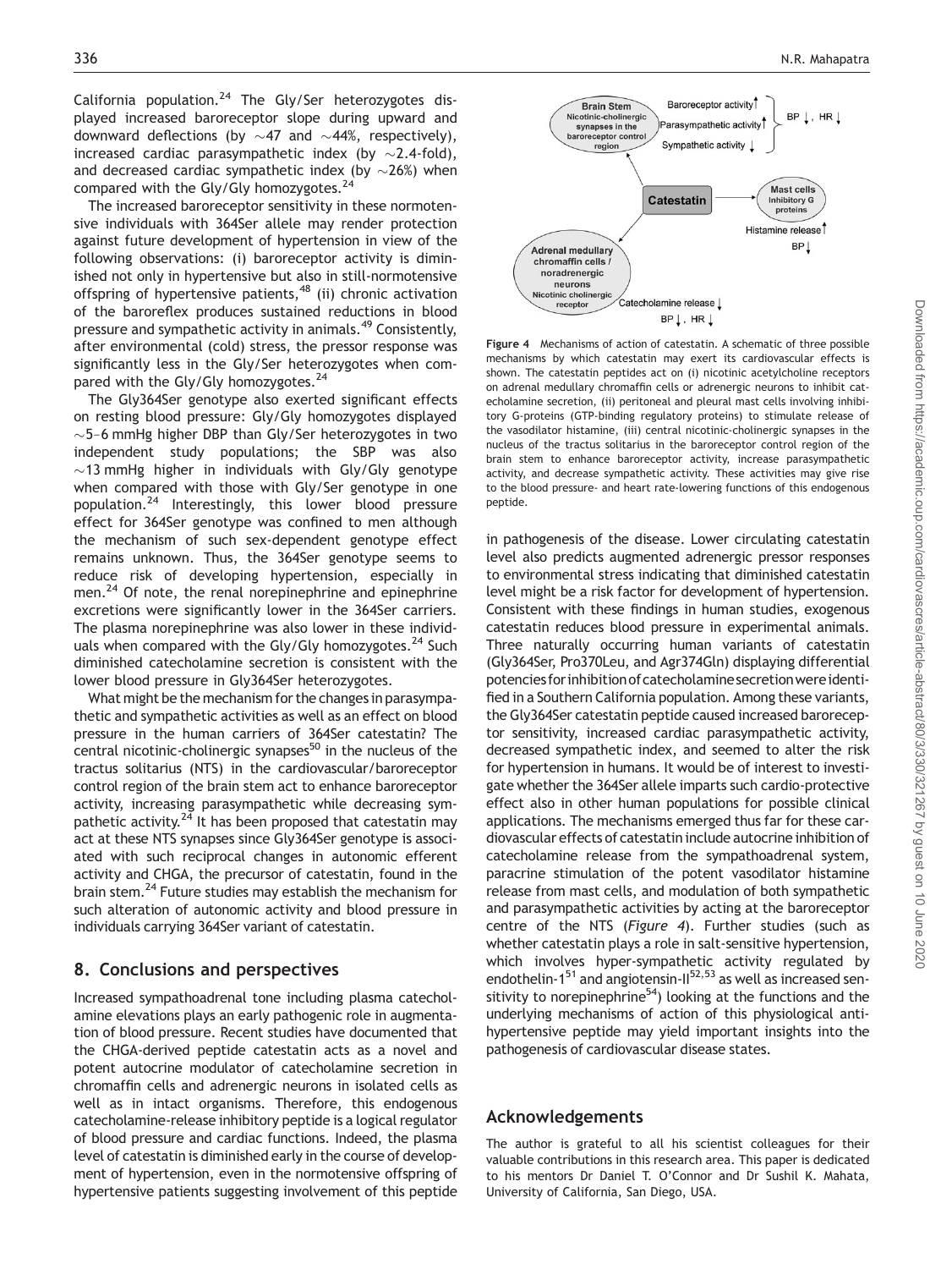California population.[24] The Gly/Ser heterozygotes displayed increased baroreceptor slope during upward and downward deflections (by ∼47 and ∼44%, respectively), increased cardiac parasympathetic index (by ∼2.4-fold), and decreased cardiac sympathetic index (by ∼26%) when compared with the Gly/Gly homozygotes.[24]

The increased baroreceptor sensitivity in these normotensive individuals with 364Ser allele may render protection against future development of hypertension in view of the following observations: (i) baroreceptor activity is diminished not only in hypertensive but also in still-normotensive offspring of hypertensive patients,[48] (ii) chronic activation of the baroreflex produces sustained reductions in blood pressure and sympathetic activity in animals.[49] Consistently, after environmental (cold) stress, the pressor response was significantly less in the Gly/Ser heterozygotes when compared with the Gly/Gly homozygotes.[24]

The Gly364Ser genotype also exerted significant effects on resting blood pressure: Gly/Gly homozygotes displayed ∼5–6 mmHg higher DBP than Gly/Ser heterozygotes in two independent study populations; the SBP was also ∼13 mmHg higher in individuals with Gly/Gly genotype when compared with those with Gly/Ser genotype in one population.[24] Interestingly, this lower blood pressure effect for 364Ser genotype was confined to men although the mechanism of such sex-dependent genotype effect remains unknown. Thus, the 364Ser genotype seems to reduce risk of developing hypertension, especially in men.[24] Of note, the renal norepinephrine and epinephrine excretions were significantly lower in the 364Ser carriers. The plasma norepinephrine was also lower in these individuals when compared with the Gly/Gly homozygotes.[24] Such diminished catecholamine secretion is consistent with the lower blood pressure in Gly364Ser heterozygotes.

What might be the mechanism for the changes in parasympathetic and sympathetic activities as well as an effect on blood pressure in the human carriers of 364Ser catestatin? The central nicotinic-cholinergic synapses[50] in the nucleus of the tractus solitarius (NTS) in the cardiovascular/baroreceptor control region of the brain stem act to enhance baroreceptor activity, increasing parasympathetic while decreasing sympathetic activity.[24] It has been proposed that catestatin may act at these NTS synapses since Gly364Ser genotype is associated with such reciprocal changes in autonomic efferent activity and CHGA, the precursor of catestatin, found in the brain stem.[24] Future studies may establish the mechanism for such alteration of autonomic activity and blood pressure in individuals carrying 364Ser variant of catestatin.

## 8. Conclusions and perspectives

Increased sympathoadrenal tone including plasma catecholamine elevations plays an early pathogenic role in augmentation of blood pressure. Recent studies have documented that the CHGA-derived peptide catestatin acts as a novel and potent autocrine modulator of catecholamine secretion in chromaffin cells and adrenergic neurons in isolated cells as well as in intact organisms. Therefore, this endogenous catecholamine-release inhibitory peptide is a logical regulator of blood pressure and cardiac functions. Indeed, the plasma level of catestatin is diminished early in the course of development of hypertension, even in the normotensive offspring of hypertensive patients suggesting involvement of this peptide in pathogenesis of the disease. Lower circulating catestatin level also predicts augmented adrenergic pressor responses to environmental stress indicating that diminished catestatin level might be a risk factor for development of hypertension. Consistent with these findings in human studies, exogenous catestatin reduces blood pressure in experimental animals. Three naturally occurring human variants of catestatin (Gly364Ser, Pro370Leu, and Agr374Gln) displaying differential potencies for inhibition of catecholamine secretion were identified in a Southern California population. Among these variants, the Gly364Ser catestatin peptide caused increased baroreceptor sensitivity, increased cardiac parasympathetic activity, decreased sympathetic index, and seemed to alter the risk for hypertension in humans. It would be of interest to investigate whether the 364Ser allele imparts such cardio-protective effect also in other human populations for possible clinical applications. The mechanisms emerged thus far for these cardiovascular effects of catestatin include autocrine inhibition of catecholamine release from the sympathoadrenal system, paracrine stimulation of the potent vasodilator histamine release from mast cells, and modulation of both sympathetic and parasympathetic activities by acting at the baroreceptor centre of the NTS (*Figure 4*). Further studies (such as whether catestatin plays a role in salt-sensitive hypertension, which involves hyper-sympathetic activity regulated by endothelin-1[51] and angiotensin-II[52,53] as well as increased sensitivity to norepinephrine[54]) looking at the functions and the underlying mechanisms of action of this physiological anti-hypertensive peptide may yield important insights into the pathogenesis of cardiovascular disease states.

**Figure 4** Mechanisms of action of catestatin. A schematic of three possible mechanisms by which catestatin may exert its cardiovascular effects is shown. The catestatin peptides act on (i) nicotinic acetylcholine receptors on adrenal medullary chromaffin cells or adrenergic neurons to inhibit catecholamine secretion, (ii) peritoneal and pleural mast cells involving inhibitory G-proteins (GTP-binding regulatory proteins) to stimulate release of the vasodilator histamine, (iii) central nicotinic-cholinergic synapses in the nucleus of the tractus solitarius in the baroreceptor control region of the brain stem to enhance baroreceptor activity, increase parasympathetic activity, and decrease sympathetic activity. These activities may give rise to the blood pressure- and heart rate-lowering functions of this endogenous peptide.

## Acknowledgements

The author is grateful to all his scientist colleagues for their valuable contributions in this research area. This paper is dedicated to his mentors Dr Daniel T. O'Connor and Dr Sushil K. Mahata, University of California, San Diego, USA.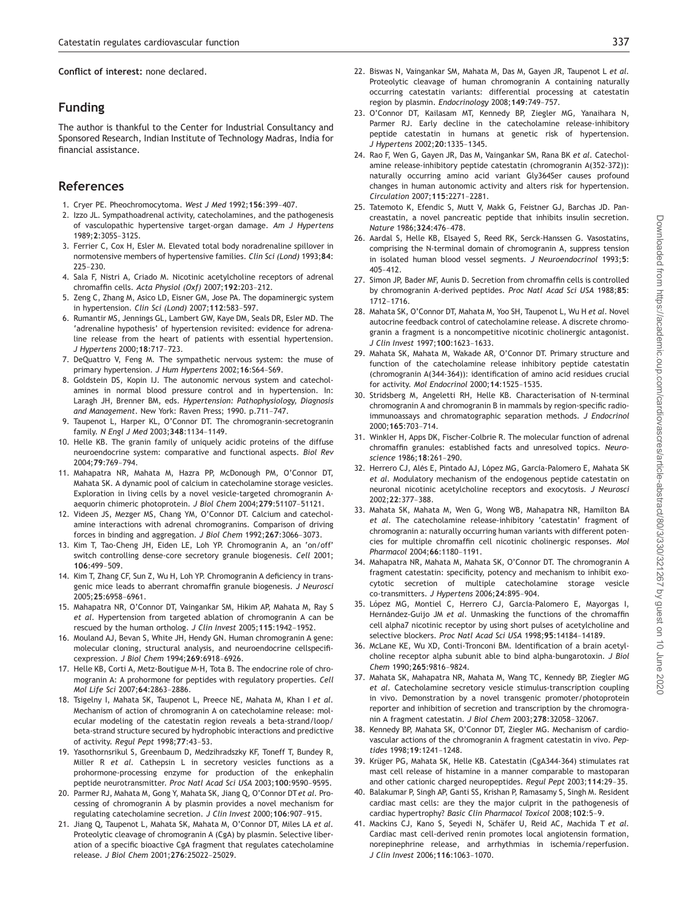**Conflict of interest:** none declared.

## Funding

The author is thankful to the Center for Industrial Consultancy and Sponsored Research, Indian Institute of Technology Madras, India for financial assistance.

## References

1. Cryer PE. Pheochromocytoma. *West J Med* 1992;**156**:399–407.
2. Izzo JL. Sympathoadrenal activity, catecholamines, and the pathogenesis of vasculopathic hypertensive target-organ damage. *Am J Hypertens* 1989;**2**:305S–312S.
3. Ferrier C, Cox H, Esler M. Elevated total body noradrenaline spillover in normotensive members of hypertensive families. *Clin Sci (Lond)* 1993;**84**: 225–230.
4. Sala F, Nistri A, Criado M. Nicotinic acetylcholine receptors of adrenal chromaffin cells. *Acta Physiol (Oxf)* 2007;**192**:203–212.
5. Zeng C, Zhang M, Asico LD, Eisner GM, Jose PA. The dopaminergic system in hypertension. *Clin Sci (Lond)* 2007;**112**:583–597.
6. Rumantir MS, Jennings GL, Lambert GW, Kaye DM, Seals DR, Esler MD. The 'adrenaline hypothesis' of hypertension revisited: evidence for adrenaline release from the heart of patients with essential hypertension. *J Hypertens* 2000;**18**:717–723.
7. DeQuattro V, Feng M. The sympathetic nervous system: the muse of primary hypertension. *J Hum Hypertens* 2002;**16**:S64–S69.
8. Goldstein DS, Kopin IJ. The autonomic nervous system and catecholamines in normal blood pressure control and in hypertension. In: Laragh JH, Brenner BM, eds. *Hypertension: Pathophysiology, Diagnosis and Management*. New York: Raven Press; 1990. p.711–747.
9. Taupenot L, Harper KL, O'Connor DT. The chromogranin-secretogranin family. *N Engl J Med* 2003;**348**:1134–1149.
10. Helle KB. The granin family of uniquely acidic proteins of the diffuse neuroendocrine system: comparative and functional aspects. *Biol Rev* 2004;**79**:769–794.
11. Mahapatra NR, Mahata M, Hazra PP, McDonough PM, O'Connor DT, Mahata SK. A dynamic pool of calcium in catecholamine storage vesicles. Exploration in living cells by a novel vesicle-targeted chromogranin A-aequorin chimeric photoprotein. *J Biol Chem* 2004;**279**:51107–51121.
12. Videen JS, Mezger MS, Chang YM, O'Connor DT. Calcium and catecholamine interactions with adrenal chromogranins. Comparison of driving forces in binding and aggregation. *J Biol Chem* 1992;**267**:3066–3073.
13. Kim T, Tao-Cheng JH, Eiden LE, Loh YP. Chromogranin A, an 'on/off' switch controlling dense-core secretory granule biogenesis. *Cell* 2001; **106**:499–509.
14. Kim T, Zhang CF, Sun Z, Wu H, Loh YP. Chromogranin A deficiency in transgenic mice leads to aberrant chromaffin granule biogenesis. *J Neurosci* 2005;**25**:6958–6961.
15. Mahapatra NR, O'Connor DT, Vaingankar SM, Hikim AP, Mahata M, Ray S *et al*. Hypertension from targeted ablation of chromogranin A can be rescued by the human ortholog. *J Clin Invest* 2005;**115**:1942–1952.
16. Mouland AJ, Bevan S, White JH, Hendy GN. Human chromogranin A gene: molecular cloning, structural analysis, and neuroendocrine cellspecificexpression. *J Biol Chem* 1994;**269**:6918–6926.
17. Helle KB, Corti A, Metz-Boutigue M-H, Tota B. The endocrine role of chromogranin A: A prohormone for peptides with regulatory properties. *Cell Mol Life Sci* 2007;**64**:2863–2886.
18. Tsigelny I, Mahata SK, Taupenot L, Preece NE, Mahata M, Khan I *et al*. Mechanism of action of chromogranin A on catecholamine release: molecular modeling of the catestatin region reveals a beta-strand/loop/beta-strand structure secured by hydrophobic interactions and predictive of activity. *Regul Pept* 1998;**77**:43–53.
19. Yasothornsrikul S, Greenbaum D, Medzihradszky KF, Toneff T, Bundey R, Miller R *et al*. Cathepsin L in secretory vesicles functions as a prohormone-processing enzyme for production of the enkephalin peptide neurotransmitter. *Proc Natl Acad Sci USA* 2003;**100**:9590–9595.
20. Parmer RJ, Mahata M, Gong Y, Mahata SK, Jiang Q, O'Connor DT *et al*. Processing of chromogranin A by plasmin provides a novel mechanism for regulating catecholamine secretion. *J Clin Invest* 2000;**106**:907–915.
21. Jiang Q, Taupenot L, Mahata SK, Mahata M, O'Connor DT, Miles LA *et al*. Proteolytic cleavage of chromogranin A (CgA) by plasmin. Selective liberation of a specific bioactive CgA fragment that regulates catecholamine release. *J Biol Chem* 2001;**276**:25022–25029.
22. Biswas N, Vaingankar SM, Mahata M, Das M, Gayen JR, Taupenot L *et al*. Proteolytic cleavage of human chromogranin A containing naturally occurring catestatin variants: differential processing at catestatin region by plasmin. *Endocrinology* 2008;**149**:749–757.
23. O'Connor DT, Kailasam MT, Kennedy BP, Ziegler MG, Yanaihara N, Parmer RJ. Early decline in the catecholamine release-inhibitory peptide catestatin in humans at genetic risk of hypertension. *J Hypertens* 2002;**20**:1335–1345.
24. Rao F, Wen G, Gayen JR, Das M, Vaingankar SM, Rana BK *et al*. Catecholamine release-inhibitory peptide catestatin (chromogranin A(352-372)): naturally occurring amino acid variant Gly364Ser causes profound changes in human autonomic activity and alters risk for hypertension. *Circulation* 2007;**115**:2271–2281.
25. Tatemoto K, Efendic S, Mutt V, Makk G, Feistner GJ, Barchas JD. Pancreastatin, a novel pancreatic peptide that inhibits insulin secretion. *Nature* 1986;**324**:476–478.
26. Aardal S, Helle KB, Elsayed S, Reed RK, Serck-Hanssen G. Vasostatins, comprising the N-terminal domain of chromogranin A, suppress tension in isolated human blood vessel segments. *J Neuroendocrinol* 1993;**5**: 405–412.
27. Simon JP, Bader MF, Aunis D. Secretion from chromaffin cells is controlled by chromogranin A-derived peptides. *Proc Natl Acad Sci USA* 1988;**85**: 1712–1716.
28. Mahata SK, O'Connor DT, Mahata M, Yoo SH, Taupenot L, Wu H *et al*. Novel autocrine feedback control of catecholamine release. A discrete chromogranin a fragment is a noncompetitive nicotinic cholinergic antagonist. *J Clin Invest* 1997;**100**:1623–1633.
29. Mahata SK, Mahata M, Wakade AR, O'Connor DT. Primary structure and function of the catecholamine release inhibitory peptide catestatin (chromogranin A(344-364)): identification of amino acid residues crucial for activity. *Mol Endocrinol* 2000;**14**:1525–1535.
30. Stridsberg M, Angeletti RH, Helle KB. Characterisation of N-terminal chromogranin A and chromogranin B in mammals by region-specific radioimmunoassays and chromatographic separation methods. *J Endocrinol* 2000;**165**:703–714.
31. Winkler H, Apps DK, Fischer-Colbrie R. The molecular function of adrenal chromaffin granules: established facts and unresolved topics. *Neuroscience* 1986;**18**:261–290.
32. Herrero CJ, Alés E, Pintado AJ, López MG, García-Palomero E, Mahata SK *et al*. Modulatory mechanism of the endogenous peptide catestatin on neuronal nicotinic acetylcholine receptors and exocytosis. *J Neurosci* 2002;**22**:377–388.
33. Mahata SK, Mahata M, Wen G, Wong WB, Mahapatra NR, Hamilton BA *et al*. The catecholamine release-inhibitory 'catestatin' fragment of chromogranin a: naturally occurring human variants with different potencies for multiple chromaffin cell nicotinic cholinergic responses. *Mol Pharmacol* 2004;**66**:1180–1191.
34. Mahapatra NR, Mahata M, Mahata SK, O'Connor DT. The chromogranin A fragment catestatin: specificity, potency and mechanism to inhibit exocytotic secretion of multiple catecholamine storage vesicle co-transmitters. *J Hypertens* 2006;**24**:895–904.
35. López MG, Montiel C, Herrero CJ, García-Palomero E, Mayorgas I, Hernández-Guijo JM *et al*. Unmasking the functions of the chromaffin cell alpha7 nicotinic receptor by using short pulses of acetylcholine and selective blockers. *Proc Natl Acad Sci USA* 1998;**95**:14184–14189.
36. McLane KE, Wu XD, Conti-Tronconi BM. Identification of a brain acetylcholine receptor alpha subunit able to bind alpha-bungarotoxin. *J Biol Chem* 1990;**265**:9816–9824.
37. Mahata SK, Mahapatra NR, Mahata M, Wang TC, Kennedy BP, Ziegler MG *et al*. Catecholamine secretory vesicle stimulus-transcription coupling in vivo. Demonstration by a novel transgenic promoter/photoprotein reporter and inhibition of secretion and transcription by the chromogranin A fragment catestatin. *J Biol Chem* 2003;**278**:32058–32067.
38. Kennedy BP, Mahata SK, O'Connor DT, Ziegler MG. Mechanism of cardiovascular actions of the chromogranin A fragment catestatin in vivo. *Peptides* 1998;**19**:1241–1248.
39. Krüger PG, Mahata SK, Helle KB. Catestatin (CgA344-364) stimulates rat mast cell release of histamine in a manner comparable to mastoparan and other cationic charged neuropeptides. *Regul Pept* 2003;**114**:29–35.
40. Balakumar P, Singh AP, Ganti SS, Krishan P, Ramasamy S, Singh M. Resident cardiac mast cells: are they the major culprit in the pathogenesis of cardiac hypertrophy? *Basic Clin Pharmacol Toxicol* 2008;**102**:5–9.
41. Mackins CJ, Kano S, Seyedi N, Schäfer U, Reid AC, Machida T *et al*. Cardiac mast cell-derived renin promotes local angiotensin formation, norepinephrine release, and arrhythmias in ischemia/reperfusion. *J Clin Invest* 2006;**116**:1063–1070.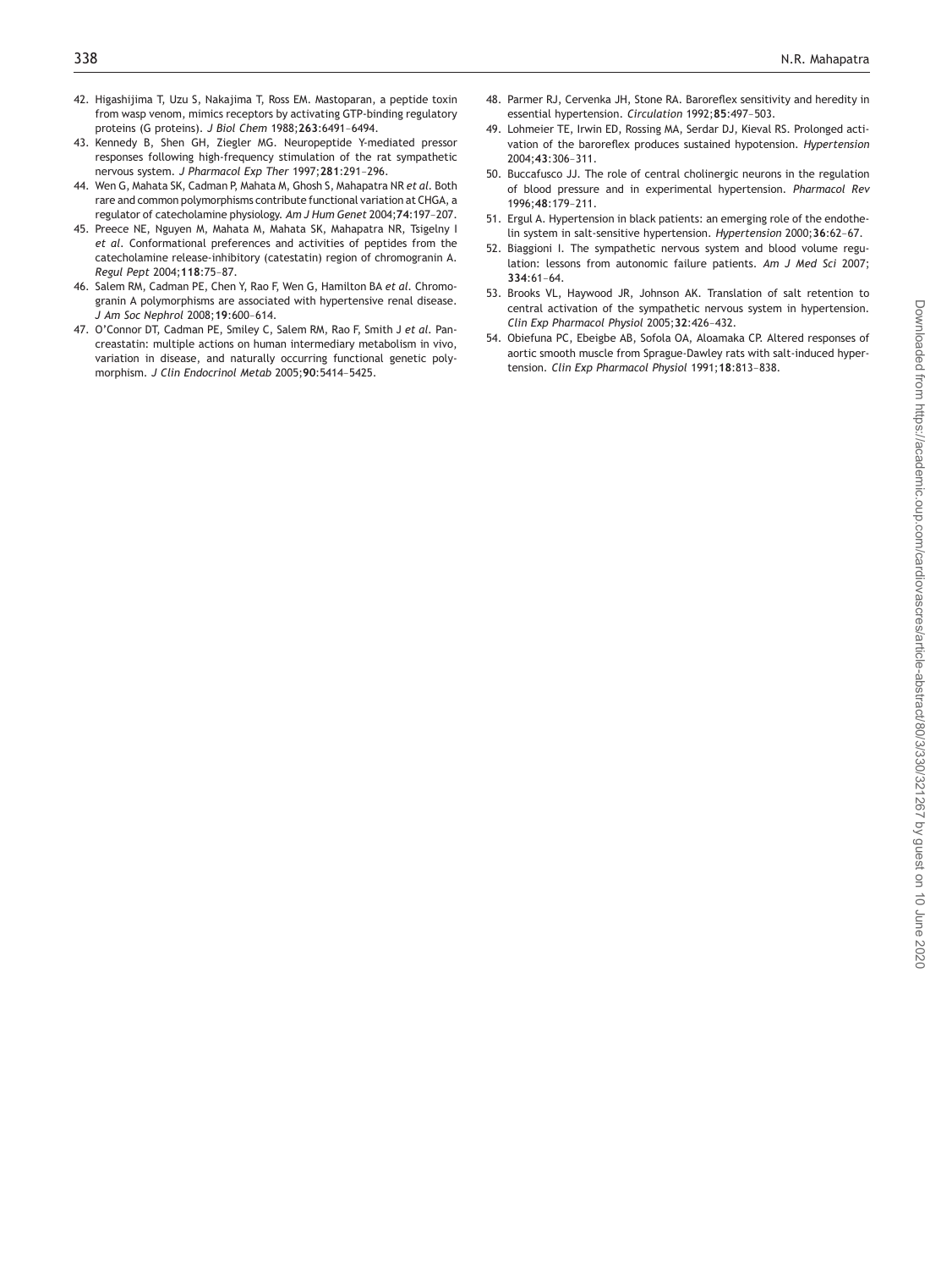42. Higashijima T, Uzu S, Nakajima T, Ross EM. Mastoparan, a peptide toxin from wasp venom, mimics receptors by activating GTP-binding regulatory proteins (G proteins). *J Biol Chem* 1988;**263**:6491–6494.
43. Kennedy B, Shen GH, Ziegler MG. Neuropeptide Y-mediated pressor responses following high-frequency stimulation of the rat sympathetic nervous system. *J Pharmacol Exp Ther* 1997;**281**:291–296.
44. Wen G, Mahata SK, Cadman P, Mahata M, Ghosh S, Mahapatra NR *et al*. Both rare and common polymorphisms contribute functional variation at CHGA, a regulator of catecholamine physiology. *Am J Hum Genet* 2004;**74**:197–207.
45. Preece NE, Nguyen M, Mahata M, Mahata SK, Mahapatra NR, Tsigelny I *et al*. Conformational preferences and activities of peptides from the catecholamine release-inhibitory (catestatin) region of chromogranin A. *Regul Pept* 2004;**118**:75–87.
46. Salem RM, Cadman PE, Chen Y, Rao F, Wen G, Hamilton BA *et al*. Chromogranin A polymorphisms are associated with hypertensive renal disease. *J Am Soc Nephrol* 2008;**19**:600–614.
47. O'Connor DT, Cadman PE, Smiley C, Salem RM, Rao F, Smith J *et al*. Pancreastatin: multiple actions on human intermediary metabolism in vivo, variation in disease, and naturally occurring functional genetic polymorphism. *J Clin Endocrinol Metab* 2005;**90**:5414–5425.
48. Parmer RJ, Cervenka JH, Stone RA. Baroreflex sensitivity and heredity in essential hypertension. *Circulation* 1992;**85**:497–503.
49. Lohmeier TE, Irwin ED, Rossing MA, Serdar DJ, Kieval RS. Prolonged activation of the baroreflex produces sustained hypotension. *Hypertension* 2004;**43**:306–311.
50. Buccafusco JJ. The role of central cholinergic neurons in the regulation of blood pressure and in experimental hypertension. *Pharmacol Rev* 1996;**48**:179–211.
51. Ergul A. Hypertension in black patients: an emerging role of the endothelin system in salt-sensitive hypertension. *Hypertension* 2000;**36**:62–67.
52. Biaggioni I. The sympathetic nervous system and blood volume regulation: lessons from autonomic failure patients. *Am J Med Sci* 2007; **334**:61–64.
53. Brooks VL, Haywood JR, Johnson AK. Translation of salt retention to central activation of the sympathetic nervous system in hypertension. *Clin Exp Pharmacol Physiol* 2005;**32**:426–432.
54. Obiefuna PC, Ebeigbe AB, Sofola OA, Aloamaka CP. Altered responses of aortic smooth muscle from Sprague-Dawley rats with salt-induced hypertension. *Clin Exp Pharmacol Physiol* 1991;**18**:813–838.